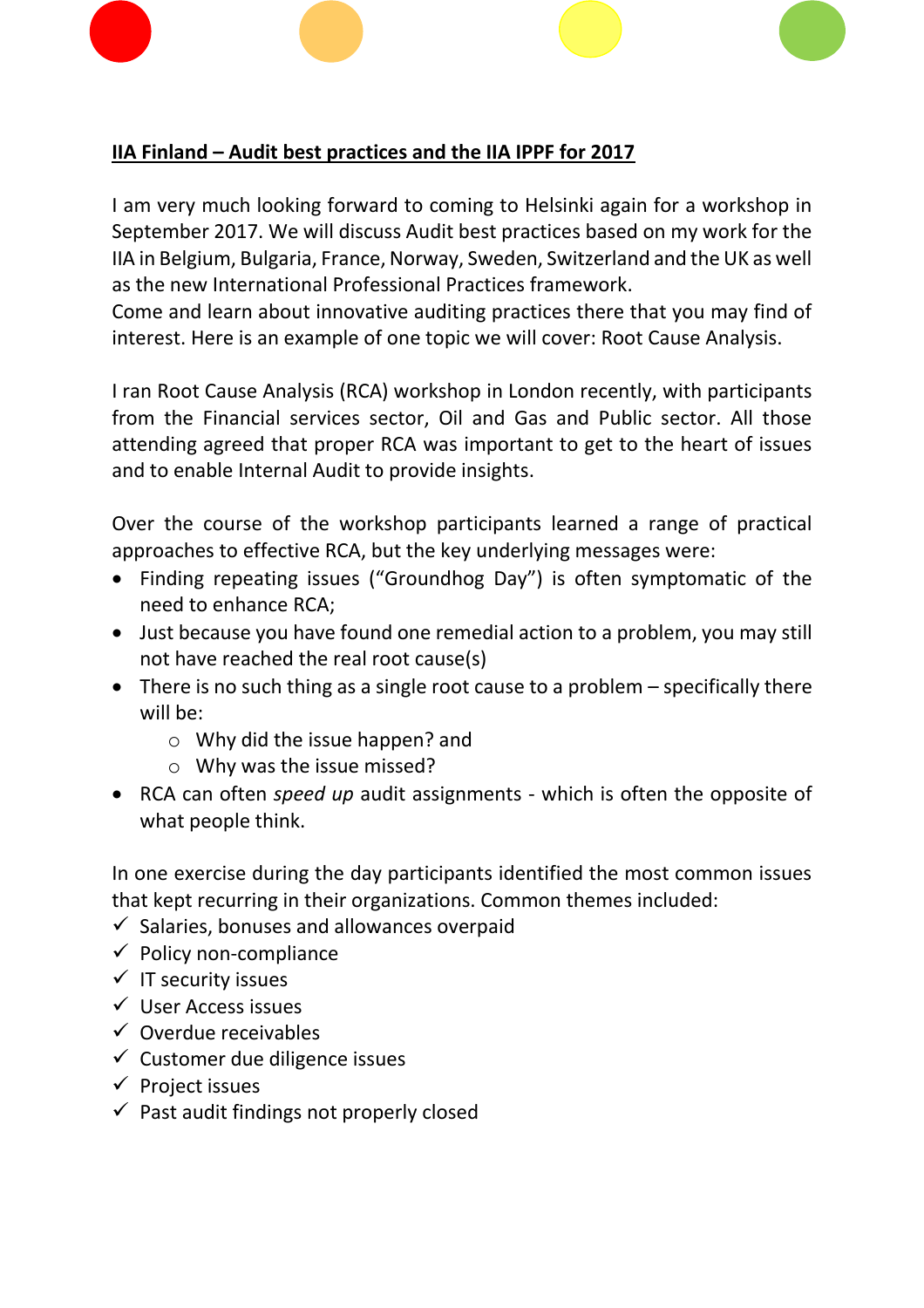**IIA Finland – Audit best practices and the IIA IPPF for 2017**

I am very much looking forward to coming to Helsinki again for a workshop in September 2017. We will discuss Audit best practices based on my work for the IIA in Belgium, Bulgaria, France, Norway, Sweden, Switzerland and the UK as well as the new International Professional Practices framework.
Come and learn about innovative auditing practices there that you may find of interest. Here is an example of one topic we will cover: Root Cause Analysis.

I ran Root Cause Analysis (RCA) workshop in London recently, with participants from the Financial services sector, Oil and Gas and Public sector. All those attending agreed that proper RCA was important to get to the heart of issues and to enable Internal Audit to provide insights.

Over the course of the workshop participants learned a range of practical approaches to effective RCA, but the key underlying messages were:

- Finding repeating issues ("Groundhog Day") is often symptomatic of the need to enhance RCA;
- Just because you have found one remedial action to a problem, you may still not have reached the real root cause(s)
- There is no such thing as a single root cause to a problem – specifically there will be:
  - Why did the issue happen? and
  - Why was the issue missed?
- RCA can often *speed up* audit assignments - which is often the opposite of what people think.

In one exercise during the day participants identified the most common issues that kept recurring in their organizations. Common themes included:

- ✓ Salaries, bonuses and allowances overpaid
- ✓ Policy non-compliance
- ✓ IT security issues
- ✓ User Access issues
- ✓ Overdue receivables
- ✓ Customer due diligence issues
- ✓ Project issues
- ✓ Past audit findings not properly closed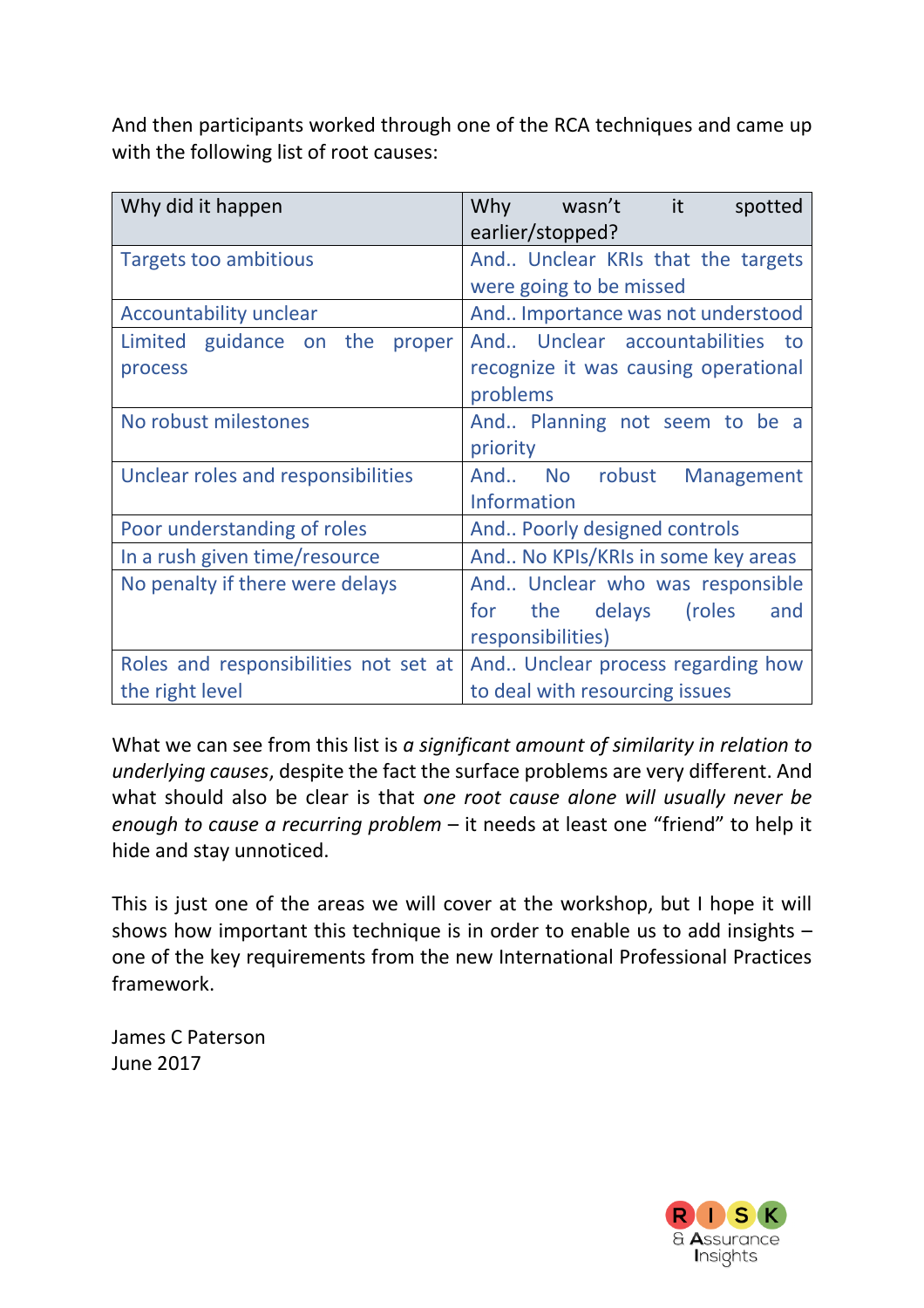And then participants worked through one of the RCA techniques and came up with the following list of root causes:

| Why did it happen | Why wasn't it spotted earlier/stopped? |
|---|---|
| Targets too ambitious | And.. Unclear KRIs that the targets were going to be missed |
| Accountability unclear | And.. Importance was not understood |
| Limited guidance on the proper process | And.. Unclear accountabilities to recognize it was causing operational problems |
| No robust milestones | And.. Planning not seem to be a priority |
| Unclear roles and responsibilities | And.. No robust Management Information |
| Poor understanding of roles | And.. Poorly designed controls |
| In a rush given time/resource | And.. No KPIs/KRIs in some key areas |
| No penalty if there were delays | And.. Unclear who was responsible for the delays (roles and responsibilities) |
| Roles and responsibilities not set at the right level | And.. Unclear process regarding how to deal with resourcing issues |

What we can see from this list is *a significant amount of similarity in relation to underlying causes*, despite the fact the surface problems are very different. And what should also be clear is that *one root cause alone will usually never be enough to cause a recurring problem* – it needs at least one "friend" to help it hide and stay unnoticed.

This is just one of the areas we will cover at the workshop, but I hope it will shows how important this technique is in order to enable us to add insights – one of the key requirements from the new International Professional Practices framework.

James C Paterson
June 2017

RISK & Assurance Insights